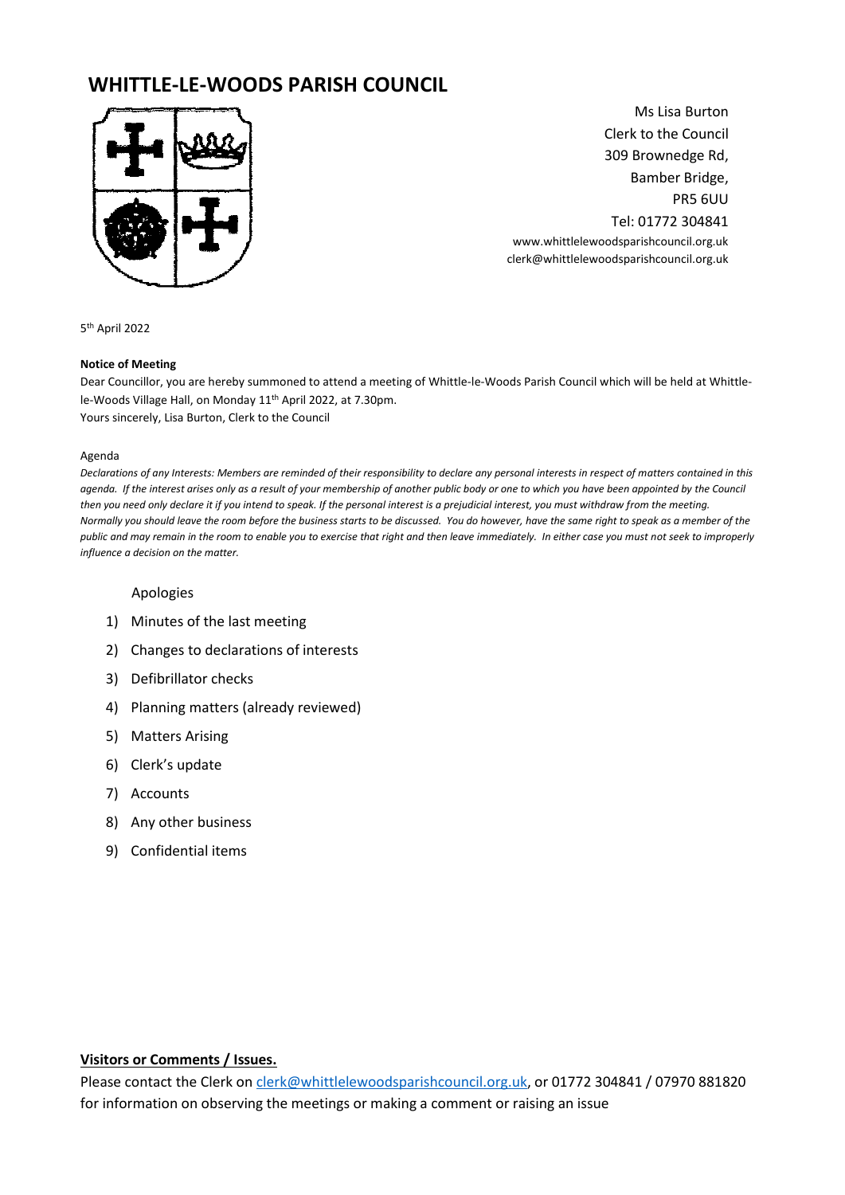# WHITTLE-LE-WOODS PARISH COUNCIL

Ms Lisa Burton
Clerk to the Council
309 Brownedge Rd,
Bamber Bridge,
PR5 6UU
Tel: 01772 304841
www.whittlelewoodsparishcouncil.org.uk
clerk@whittlelewoodsparishcouncil.org.uk

5th April 2022

**Notice of Meeting**

Dear Councillor, you are hereby summoned to attend a meeting of Whittle-le-Woods Parish Council which will be held at Whittle-le-Woods Village Hall, on Monday 11th April 2022, at 7.30pm.
Yours sincerely, Lisa Burton, Clerk to the Council

Agenda

*Declarations of any Interests: Members are reminded of their responsibility to declare any personal interests in respect of matters contained in this agenda. If the interest arises only as a result of your membership of another public body or one to which you have been appointed by the Council then you need only declare it if you intend to speak. If the personal interest is a prejudicial interest, you must withdraw from the meeting. Normally you should leave the room before the business starts to be discussed. You do however, have the same right to speak as a member of the public and may remain in the room to enable you to exercise that right and then leave immediately. In either case you must not seek to improperly influence a decision on the matter.*

Apologies

1) Minutes of the last meeting
2) Changes to declarations of interests
3) Defibrillator checks
4) Planning matters (already reviewed)
5) Matters Arising
6) Clerk's update
7) Accounts
8) Any other business
9) Confidential items

**Visitors or Comments / Issues.**

Please contact the Clerk on clerk@whittlelewoodsparishcouncil.org.uk, or 01772 304841 / 07970 881820 for information on observing the meetings or making a comment or raising an issue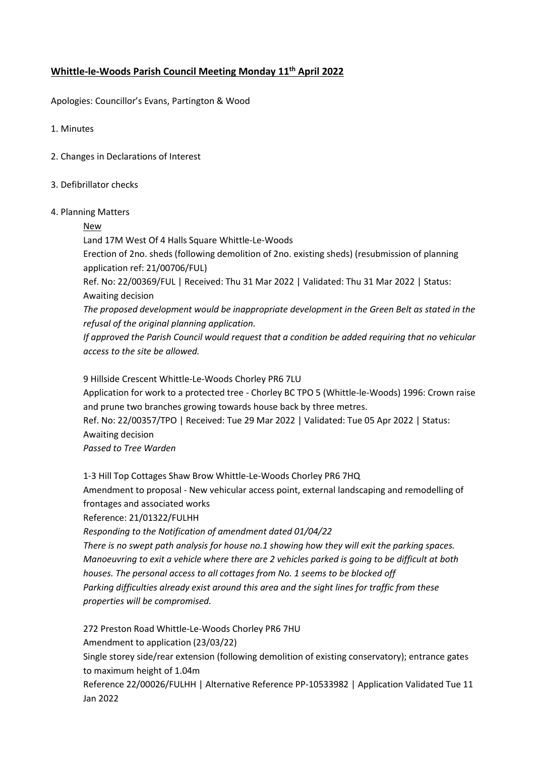## **Whittle-le-Woods Parish Council Meeting Monday 11th April 2022**

Apologies: Councillor's Evans, Partington & Wood

1. Minutes

2. Changes in Declarations of Interest

3. Defibrillator checks

4. Planning Matters

New

Land 17M West Of 4 Halls Square Whittle-Le-Woods
Erection of 2no. sheds (following demolition of 2no. existing sheds) (resubmission of planning application ref: 21/00706/FUL)
Ref. No: 22/00369/FUL | Received: Thu 31 Mar 2022 | Validated: Thu 31 Mar 2022 | Status: Awaiting decision
*The proposed development would be inappropriate development in the Green Belt as stated in the refusal of the original planning application.*
*If approved the Parish Council would request that a condition be added requiring that no vehicular access to the site be allowed.*

9 Hillside Crescent Whittle-Le-Woods Chorley PR6 7LU
Application for work to a protected tree - Chorley BC TPO 5 (Whittle-le-Woods) 1996: Crown raise and prune two branches growing towards house back by three metres.
Ref. No: 22/00357/TPO | Received: Tue 29 Mar 2022 | Validated: Tue 05 Apr 2022 | Status: Awaiting decision
*Passed to Tree Warden*

1-3 Hill Top Cottages Shaw Brow Whittle-Le-Woods Chorley PR6 7HQ
Amendment to proposal - New vehicular access point, external landscaping and remodelling of frontages and associated works
Reference: 21/01322/FULHH
*Responding to the Notification of amendment dated 01/04/22*
*There is no swept path analysis for house no.1 showing how they will exit the parking spaces. Manoeuvring to exit a vehicle where there are 2 vehicles parked is going to be difficult at both houses. The personal access to all cottages from No. 1 seems to be blocked off*
*Parking difficulties already exist around this area and the sight lines for traffic from these properties will be compromised.*

272 Preston Road Whittle-Le-Woods Chorley PR6 7HU
Amendment to application (23/03/22)
Single storey side/rear extension (following demolition of existing conservatory); entrance gates to maximum height of 1.04m
Reference 22/00026/FULHH | Alternative Reference PP-10533982 | Application Validated Tue 11 Jan 2022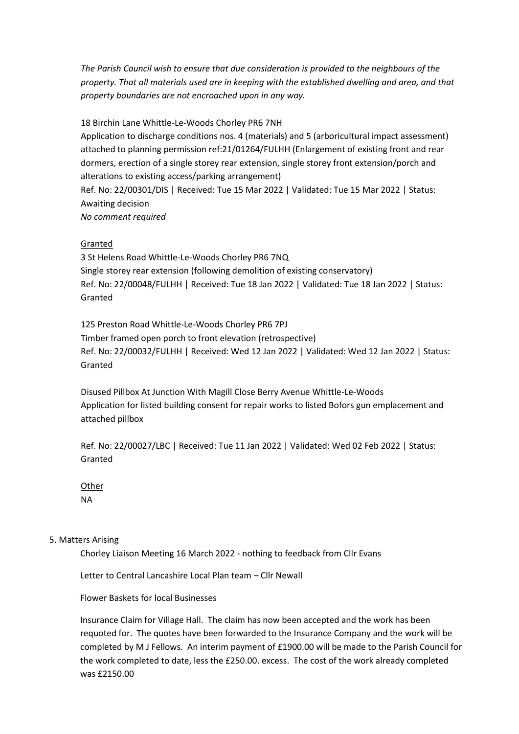*The Parish Council wish to ensure that due consideration is provided to the neighbours of the property. That all materials used are in keeping with the established dwelling and area, and that property boundaries are not encroached upon in any way.*

18 Birchin Lane Whittle-Le-Woods Chorley PR6 7NH
Application to discharge conditions nos. 4 (materials) and 5 (arboricultural impact assessment) attached to planning permission ref:21/01264/FULHH (Enlargement of existing front and rear dormers, erection of a single storey rear extension, single storey front extension/porch and alterations to existing access/parking arrangement)
Ref. No: 22/00301/DIS | Received: Tue 15 Mar 2022 | Validated: Tue 15 Mar 2022 | Status: Awaiting decision
*No comment required*

Granted

3 St Helens Road Whittle-Le-Woods Chorley PR6 7NQ
Single storey rear extension (following demolition of existing conservatory)
Ref. No: 22/00048/FULHH | Received: Tue 18 Jan 2022 | Validated: Tue 18 Jan 2022 | Status: Granted

125 Preston Road Whittle-Le-Woods Chorley PR6 7PJ
Timber framed open porch to front elevation (retrospective)
Ref. No: 22/00032/FULHH | Received: Wed 12 Jan 2022 | Validated: Wed 12 Jan 2022 | Status: Granted

Disused Pillbox At Junction With Magill Close Berry Avenue Whittle-Le-Woods
Application for listed building consent for repair works to listed Bofors gun emplacement and attached pillbox

Ref. No: 22/00027/LBC | Received: Tue 11 Jan 2022 | Validated: Wed 02 Feb 2022 | Status: Granted

Other
NA

5. Matters Arising

Chorley Liaison Meeting 16 March 2022 - nothing to feedback from Cllr Evans

Letter to Central Lancashire Local Plan team – Cllr Newall

Flower Baskets for local Businesses

Insurance Claim for Village Hall. The claim has now been accepted and the work has been requoted for. The quotes have been forwarded to the Insurance Company and the work will be completed by M J Fellows. An interim payment of £1900.00 will be made to the Parish Council for the work completed to date, less the £250.00. excess. The cost of the work already completed was £2150.00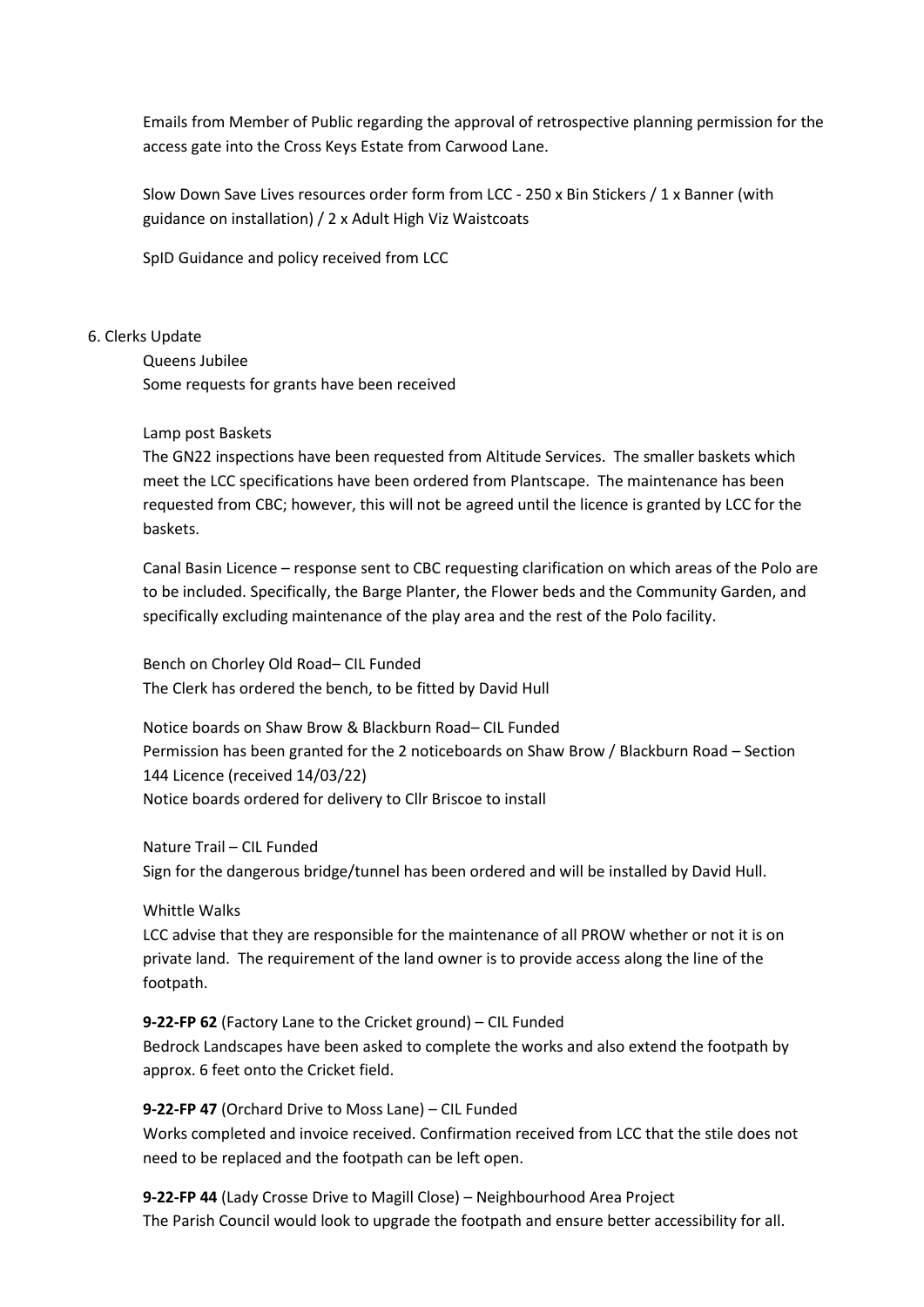Emails from Member of Public regarding the approval of retrospective planning permission for the access gate into the Cross Keys Estate from Carwood Lane.

Slow Down Save Lives resources order form from LCC - 250 x Bin Stickers / 1 x Banner (with guidance on installation) / 2 x Adult High Viz Waistcoats

SpID Guidance and policy received from LCC

6. Clerks Update

Queens Jubilee
Some requests for grants have been received

Lamp post Baskets
The GN22 inspections have been requested from Altitude Services. The smaller baskets which meet the LCC specifications have been ordered from Plantscape. The maintenance has been requested from CBC; however, this will not be agreed until the licence is granted by LCC for the baskets.

Canal Basin Licence – response sent to CBC requesting clarification on which areas of the Polo are to be included. Specifically, the Barge Planter, the Flower beds and the Community Garden, and specifically excluding maintenance of the play area and the rest of the Polo facility.

Bench on Chorley Old Road– CIL Funded
The Clerk has ordered the bench, to be fitted by David Hull

Notice boards on Shaw Brow & Blackburn Road– CIL Funded
Permission has been granted for the 2 noticeboards on Shaw Brow / Blackburn Road – Section 144 Licence (received 14/03/22)
Notice boards ordered for delivery to Cllr Briscoe to install

Nature Trail – CIL Funded
Sign for the dangerous bridge/tunnel has been ordered and will be installed by David Hull.

Whittle Walks
LCC advise that they are responsible for the maintenance of all PROW whether or not it is on private land. The requirement of the land owner is to provide access along the line of the footpath.

**9-22-FP 62** (Factory Lane to the Cricket ground) – CIL Funded
Bedrock Landscapes have been asked to complete the works and also extend the footpath by approx. 6 feet onto the Cricket field.

**9-22-FP 47** (Orchard Drive to Moss Lane) – CIL Funded
Works completed and invoice received. Confirmation received from LCC that the stile does not need to be replaced and the footpath can be left open.

**9-22-FP 44** (Lady Crosse Drive to Magill Close) – Neighbourhood Area Project
The Parish Council would look to upgrade the footpath and ensure better accessibility for all.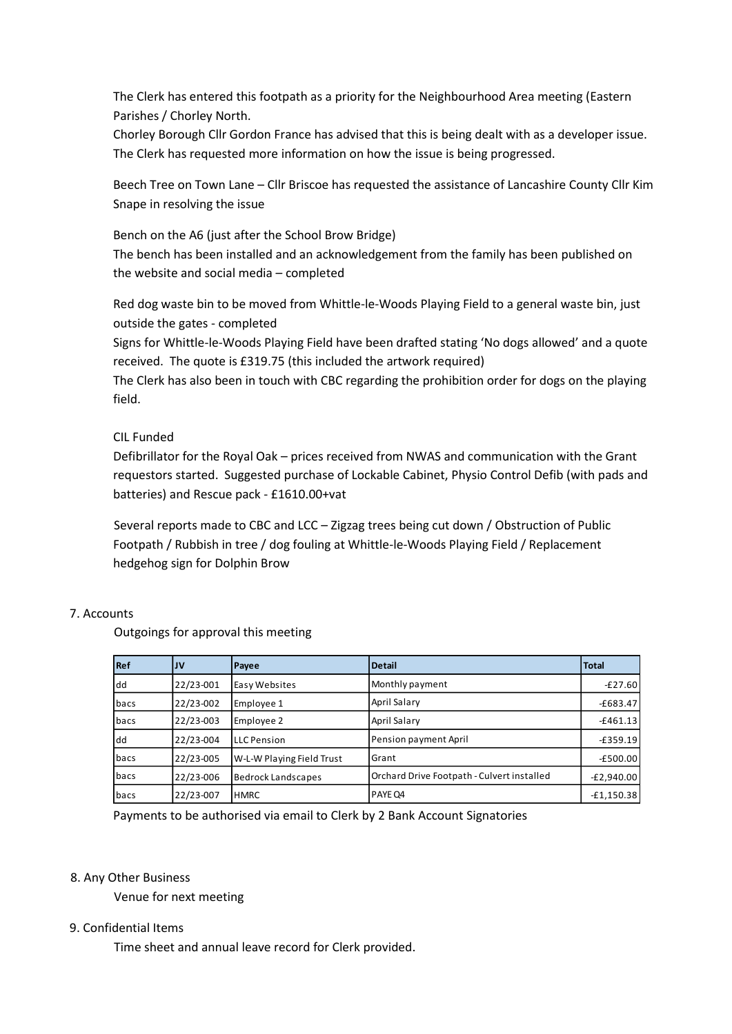The Clerk has entered this footpath as a priority for the Neighbourhood Area meeting (Eastern Parishes / Chorley North.

Chorley Borough Cllr Gordon France has advised that this is being dealt with as a developer issue. The Clerk has requested more information on how the issue is being progressed.

Beech Tree on Town Lane – Cllr Briscoe has requested the assistance of Lancashire County Cllr Kim Snape in resolving the issue

Bench on the A6 (just after the School Brow Bridge)

The bench has been installed and an acknowledgement from the family has been published on the website and social media – completed

Red dog waste bin to be moved from Whittle-le-Woods Playing Field to a general waste bin, just outside the gates - completed

Signs for Whittle-le-Woods Playing Field have been drafted stating 'No dogs allowed' and a quote received. The quote is £319.75 (this included the artwork required)

The Clerk has also been in touch with CBC regarding the prohibition order for dogs on the playing field.

CIL Funded

Defibrillator for the Royal Oak – prices received from NWAS and communication with the Grant requestors started. Suggested purchase of Lockable Cabinet, Physio Control Defib (with pads and batteries) and Rescue pack - £1610.00+vat

Several reports made to CBC and LCC – Zigzag trees being cut down / Obstruction of Public Footpath / Rubbish in tree / dog fouling at Whittle-le-Woods Playing Field / Replacement hedgehog sign for Dolphin Brow

## 7. Accounts

Outgoings for approval this meeting

| Ref | JV | Payee | Detail | Total |
|---|---|---|---|---|
| dd | 22/23-001 | Easy Websites | Monthly payment | -£27.60 |
| bacs | 22/23-002 | Employee 1 | April Salary | -£683.47 |
| bacs | 22/23-003 | Employee 2 | April Salary | -£461.13 |
| dd | 22/23-004 | LLC Pension | Pension payment April | -£359.19 |
| bacs | 22/23-005 | W-L-W Playing Field Trust | Grant | -£500.00 |
| bacs | 22/23-006 | Bedrock Landscapes | Orchard Drive Footpath - Culvert installed | -£2,940.00 |
| bacs | 22/23-007 | HMRC | PAYE Q4 | -£1,150.38 |

Payments to be authorised via email to Clerk by 2 Bank Account Signatories

## 8. Any Other Business

Venue for next meeting

## 9. Confidential Items

Time sheet and annual leave record for Clerk provided.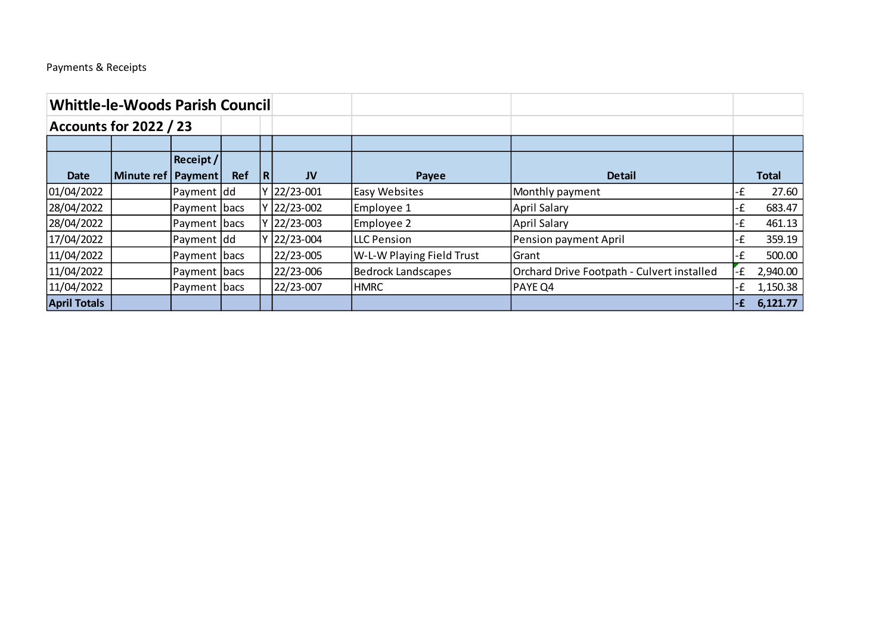Payments & Receipts

| **Whittle-le-Woods Parish Council** | | | | | | | | |
|---|---|---|---|---|---|---|---|---|
| **Accounts for 2022 / 23** | | | | | | | | |
| | | | | | | | | |
| **Date** | **Minute ref** | **Receipt / Payment** | **Ref** | **R** | **JV** | **Payee** | **Detail** | **Total** |
| 01/04/2022 | | Payment | dd | Y | 22/23-001 | Easy Websites | Monthly payment | -£ 27.60 |
| 28/04/2022 | | Payment | bacs | Y | 22/23-002 | Employee 1 | April Salary | -£ 683.47 |
| 28/04/2022 | | Payment | bacs | Y | 22/23-003 | Employee 2 | April Salary | -£ 461.13 |
| 17/04/2022 | | Payment | dd | Y | 22/23-004 | LLC Pension | Pension payment April | -£ 359.19 |
| 11/04/2022 | | Payment | bacs | | 22/23-005 | W-L-W Playing Field Trust | Grant | -£ 500.00 |
| 11/04/2022 | | Payment | bacs | | 22/23-006 | Bedrock Landscapes | Orchard Drive Footpath - Culvert installed | -£ 2,940.00 |
| 11/04/2022 | | Payment | bacs | | 22/23-007 | HMRC | PAYE Q4 | -£ 1,150.38 |
| **April Totals** | | | | | | | | **-£ 6,121.77** |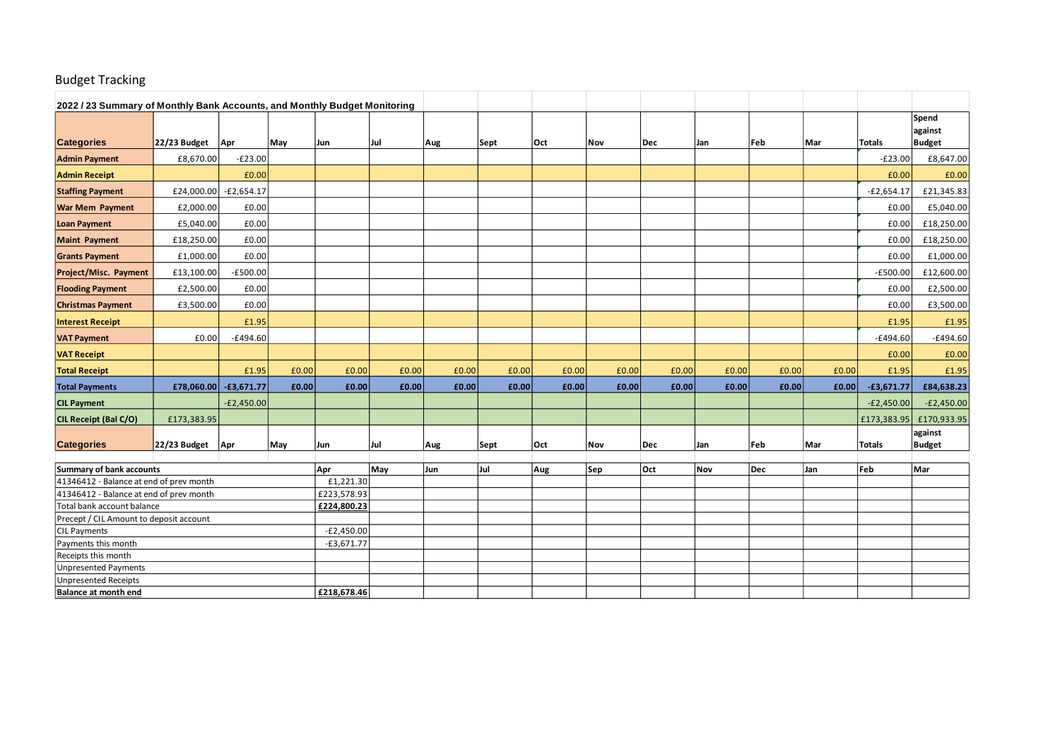# Budget Tracking

**2022 / 23 Summary of Monthly Bank Accounts, and Monthly Budget Monitoring**

| Categories | 22/23 Budget | Apr | May | Jun | Jul | Aug | Sept | Oct | Nov | Dec | Jan | Feb | Mar | Totals | Spend against Budget |
|---|---|---|---|---|---|---|---|---|---|---|---|---|---|---|---|
| **Admin Payment** | £8,670.00 | -£23.00 | | | | | | | | | | | | -£23.00 | £8,647.00 |
| **Admin Receipt** | | £0.00 | | | | | | | | | | | | £0.00 | £0.00 |
| **Staffing Payment** | £24,000.00 | -£2,654.17 | | | | | | | | | | | | -£2,654.17 | £21,345.83 |
| **War Mem Payment** | £2,000.00 | £0.00 | | | | | | | | | | | | £0.00 | £5,040.00 |
| **Loan Payment** | £5,040.00 | £0.00 | | | | | | | | | | | | £0.00 | £18,250.00 |
| **Maint Payment** | £18,250.00 | £0.00 | | | | | | | | | | | | £0.00 | £18,250.00 |
| **Grants Payment** | £1,000.00 | £0.00 | | | | | | | | | | | | £0.00 | £1,000.00 |
| **Project/Misc. Payment** | £13,100.00 | -£500.00 | | | | | | | | | | | | -£500.00 | £12,600.00 |
| **Flooding Payment** | £2,500.00 | £0.00 | | | | | | | | | | | | £0.00 | £2,500.00 |
| **Christmas Payment** | £3,500.00 | £0.00 | | | | | | | | | | | | £0.00 | £3,500.00 |
| **Interest Receipt** | | £1.95 | | | | | | | | | | | | £1.95 | £1.95 |
| **VAT Payment** | £0.00 | -£494.60 | | | | | | | | | | | | -£494.60 | -£494.60 |
| **VAT Receipt** | | | | | | | | | | | | | | £0.00 | £0.00 |
| **Total Receipt** | | £1.95 | £0.00 | £0.00 | £0.00 | £0.00 | £0.00 | £0.00 | £0.00 | £0.00 | £0.00 | £0.00 | £0.00 | £1.95 | £1.95 |
| **Total Payments** | **£78,060.00** | **-£3,671.77** | **£0.00** | **£0.00** | **£0.00** | **£0.00** | **£0.00** | **£0.00** | **£0.00** | **£0.00** | **£0.00** | **£0.00** | **£0.00** | **-£3,671.77** | **£84,638.23** |
| **CIL Payment** | | -£2,450.00 | | | | | | | | | | | | -£2,450.00 | -£2,450.00 |
| **CIL Receipt (Bal C/O)** | £173,383.95 | | | | | | | | | | | | | £173,383.95 | £170,933.95 |
| **Categories** | **22/23 Budget** | **Apr** | **May** | **Jun** | **Jul** | **Aug** | **Sept** | **Oct** | **Nov** | **Dec** | **Jan** | **Feb** | **Mar** | **Totals** | **against Budget** |

| **Summary of bank accounts** | **Apr** | **May** | **Jun** | **Jul** | **Aug** | **Sep** | **Oct** | **Nov** | **Dec** | **Jan** | **Feb** | **Mar** |
|---|---|---|---|---|---|---|---|---|---|---|---|---|
| 41346412 - Balance at end of prev month | £1,221.30 | | | | | | | | | | | |
| 41346412 - Balance at end of prev month | £223,578.93 | | | | | | | | | | | |
| Total bank account balance | **£224,800.23** | | | | | | | | | | | |
| Precept / CIL Amount to deposit account | | | | | | | | | | | | |
| CIL Payments | -£2,450.00 | | | | | | | | | | | |
| Payments this month | -£3,671.77 | | | | | | | | | | | |
| Receipts this month | | | | | | | | | | | | |
| Unpresented Payments | | | | | | | | | | | | |
| Unpresented Receipts | | | | | | | | | | | | |
| **Balance at month end** | **£218,678.46** | | | | | | | | | | | |